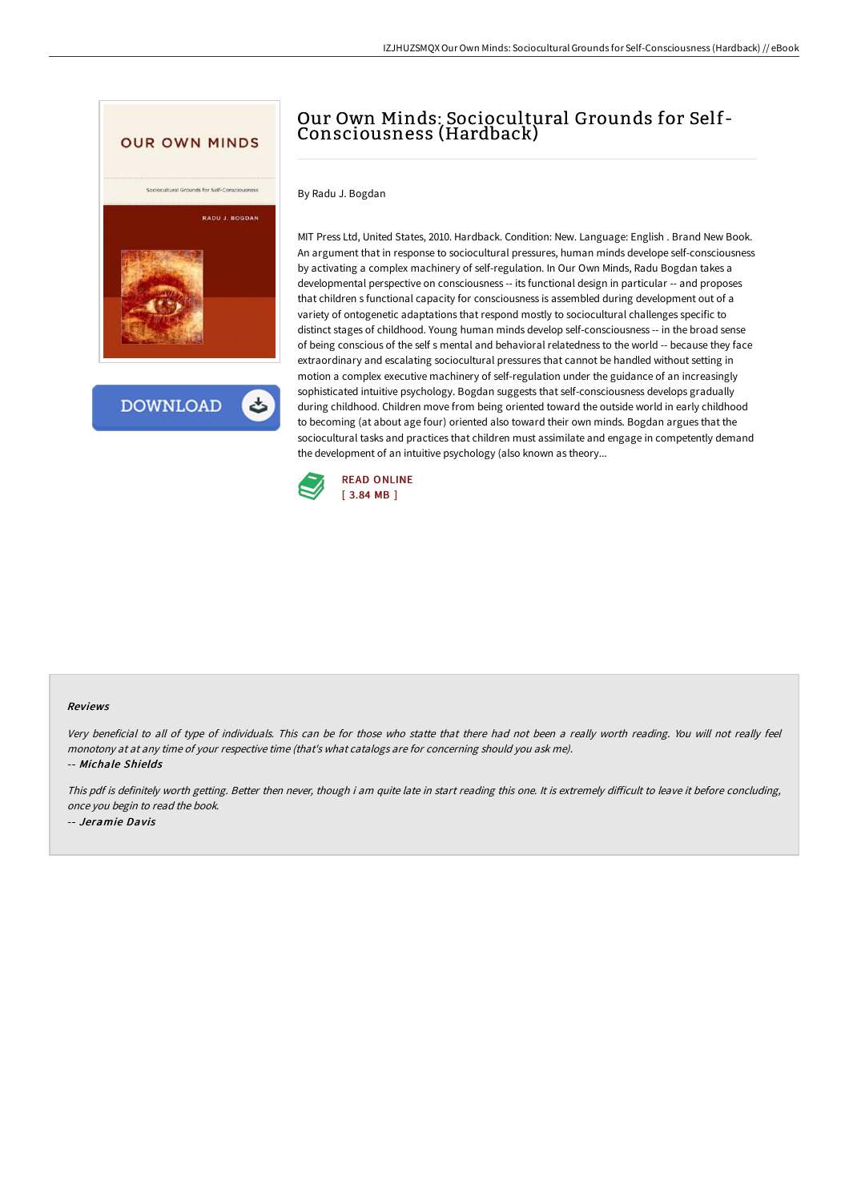# Our Own Minds: Sociocultural Grounds for Self-Consciousness (Hardback)

By Radu J. Bogdan

MIT Press Ltd, United States, 2010. Hardback. Condition: New. Language: English . Brand New Book. An argument that in response to sociocultural pressures, human minds develope self-consciousness by activating a complex machinery of self-regulation. In Our Own Minds, Radu Bogdan takes a developmental perspective on consciousness -- its functional design in particular -- and proposes that children s functional capacity for consciousness is assembled during development out of a variety of ontogenetic adaptations that respond mostly to sociocultural challenges specific to distinct stages of childhood. Young human minds develop self-consciousness -- in the broad sense of being conscious of the self s mental and behavioral relatedness to the world -- because they face extraordinary and escalating sociocultural pressures that cannot be handled without setting in motion a complex executive machinery of self-regulation under the guidance of an increasingly sophisticated intuitive psychology. Bogdan suggests that self-consciousness develops gradually during childhood. Children move from being oriented toward the outside world in early childhood to becoming (at about age four) oriented also toward their own minds. Bogdan argues that the sociocultural tasks and practices that children must assimilate and engage in competently demand the development of an intuitive psychology (also known as theory...

DOWNLOAD

READ ONLINE
[ 3.84 MB ]

### Reviews

*Very beneficial to all of type of individuals. This can be for those who statte that there had not been a really worth reading. You will not really feel monotony at at any time of your respective time (that's what catalogs are for concerning should you ask me).*

*-- Michale Shields*

*This pdf is definitely worth getting. Better then never, though i am quite late in start reading this one. It is extremely difficult to leave it before concluding, once you begin to read the book.*

*-- Jeramie Davis*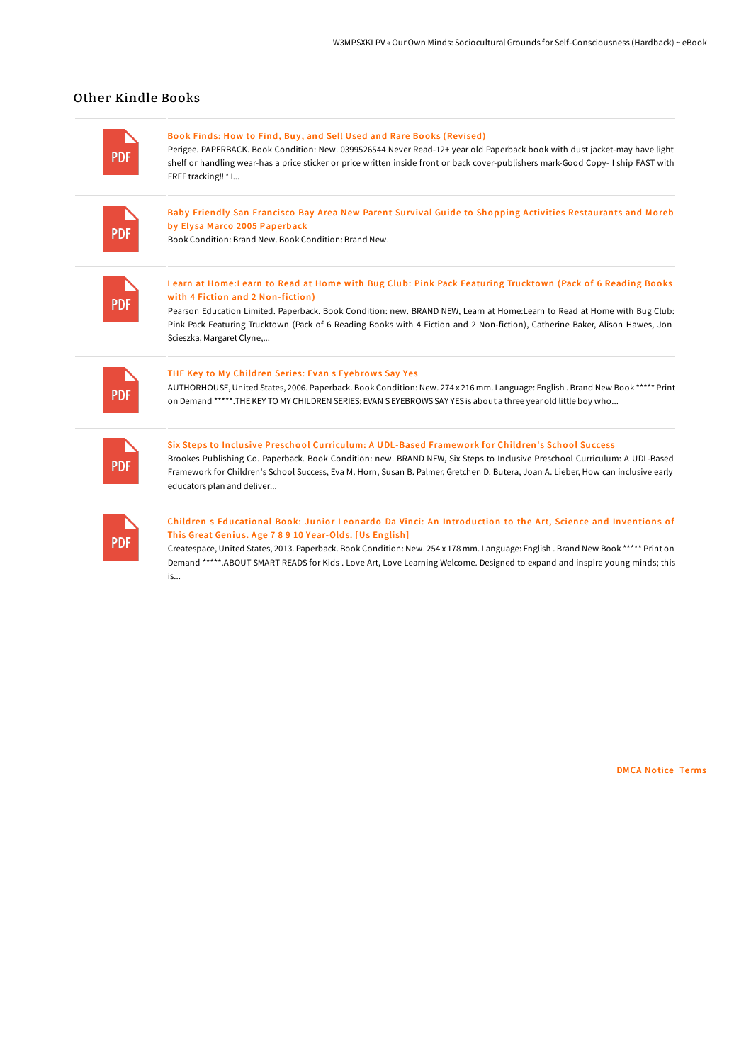## Other Kindle Books

**Book Finds: How to Find, Buy, and Sell Used and Rare Books (Revised)**

Perigee. PAPERBACK. Book Condition: New. 0399526544 Never Read-12+ year old Paperback book with dust jacket-may have light shelf or handling wear-has a price sticker or price written inside front or back cover-publishers mark-Good Copy- I ship FAST with FREE tracking!! * I...

**Baby Friendly San Francisco Bay Area New Parent Survival Guide to Shopping Activities Restaurants and Moreb by Elysa Marco 2005 Paperback**

Book Condition: Brand New. Book Condition: Brand New.

**Learn at Home:Learn to Read at Home with Bug Club: Pink Pack Featuring Trucktown (Pack of 6 Reading Books with 4 Fiction and 2 Non-fiction)**

Pearson Education Limited. Paperback. Book Condition: new. BRAND NEW, Learn at Home:Learn to Read at Home with Bug Club: Pink Pack Featuring Trucktown (Pack of 6 Reading Books with 4 Fiction and 2 Non-fiction), Catherine Baker, Alison Hawes, Jon Scieszka, Margaret Clyne,...

**THE Key to My Children Series: Evan s Eyebrows Say Yes**

AUTHORHOUSE, United States, 2006. Paperback. Book Condition: New. 274 x 216 mm. Language: English . Brand New Book ***** Print on Demand *****.THE KEY TO MY CHILDREN SERIES: EVAN S EYEBROWS SAY YES is about a three year old little boy who...

**Six Steps to Inclusive Preschool Curriculum: A UDL-Based Framework for Children's School Success**

Brookes Publishing Co. Paperback. Book Condition: new. BRAND NEW, Six Steps to Inclusive Preschool Curriculum: A UDL-Based Framework for Children's School Success, Eva M. Horn, Susan B. Palmer, Gretchen D. Butera, Joan A. Lieber, How can inclusive early educators plan and deliver...

**Children s Educational Book: Junior Leonardo Da Vinci: An Introduction to the Art, Science and Inventions of This Great Genius. Age 7 8 9 10 Year-Olds. [Us English]**

Createspace, United States, 2013. Paperback. Book Condition: New. 254 x 178 mm. Language: English . Brand New Book ***** Print on Demand *****.ABOUT SMART READS for Kids . Love Art, Love Learning Welcome. Designed to expand and inspire young minds; this is...